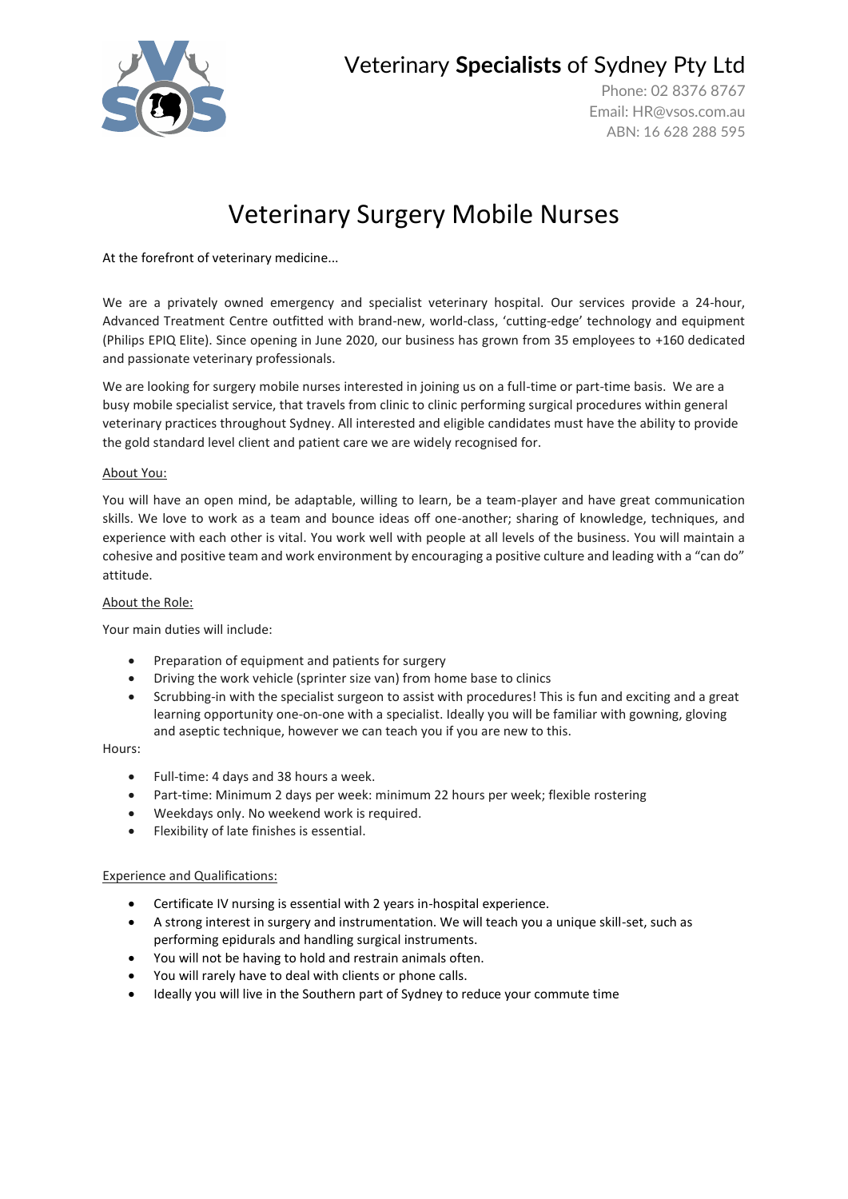Veterinary **Specialists** of Sydney Pty Ltd

Phone: 02 8376 8767
Email: HR@vsos.com.au
ABN: 16 628 288 595

# Veterinary Surgery Mobile Nurses

At the forefront of veterinary medicine...

We are a privately owned emergency and specialist veterinary hospital. Our services provide a 24-hour, Advanced Treatment Centre outfitted with brand-new, world-class, 'cutting-edge' technology and equipment (Philips EPIQ Elite). Since opening in June 2020, our business has grown from 35 employees to +160 dedicated and passionate veterinary professionals.

We are looking for surgery mobile nurses interested in joining us on a full-time or part-time basis. We are a busy mobile specialist service, that travels from clinic to clinic performing surgical procedures within general veterinary practices throughout Sydney. All interested and eligible candidates must have the ability to provide the gold standard level client and patient care we are widely recognised for.

<u>About You:</u>

You will have an open mind, be adaptable, willing to learn, be a team-player and have great communication skills. We love to work as a team and bounce ideas off one-another; sharing of knowledge, techniques, and experience with each other is vital. You work well with people at all levels of the business. You will maintain a cohesive and positive team and work environment by encouraging a positive culture and leading with a "can do" attitude.

<u>About the Role:</u>

Your main duties will include:

- Preparation of equipment and patients for surgery
- Driving the work vehicle (sprinter size van) from home base to clinics
- Scrubbing-in with the specialist surgeon to assist with procedures! This is fun and exciting and a great learning opportunity one-on-one with a specialist. Ideally you will be familiar with gowning, gloving and aseptic technique, however we can teach you if you are new to this.

Hours:

- Full-time: 4 days and 38 hours a week.
- Part-time: Minimum 2 days per week: minimum 22 hours per week; flexible rostering
- Weekdays only. No weekend work is required.
- Flexibility of late finishes is essential.

<u>Experience and Qualifications:</u>

- Certificate IV nursing is essential with 2 years in-hospital experience.
- A strong interest in surgery and instrumentation. We will teach you a unique skill-set, such as performing epidurals and handling surgical instruments.
- You will not be having to hold and restrain animals often.
- You will rarely have to deal with clients or phone calls.
- Ideally you will live in the Southern part of Sydney to reduce your commute time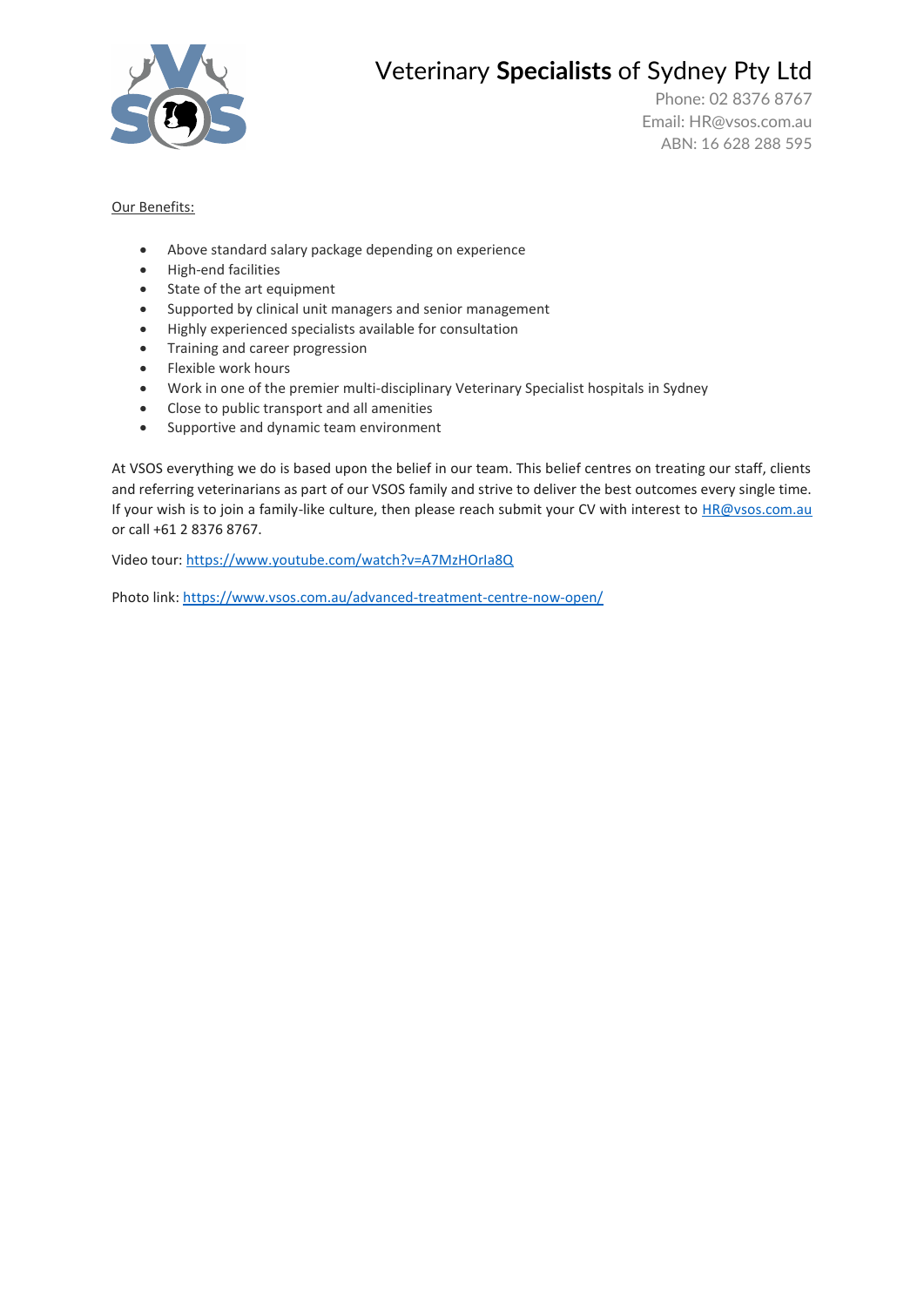Veterinary **Specialists** of Sydney Pty Ltd

Phone: 02 8376 8767
Email: HR@vsos.com.au
ABN: 16 628 288 595

Our Benefits:

- Above standard salary package depending on experience
- High-end facilities
- State of the art equipment
- Supported by clinical unit managers and senior management
- Highly experienced specialists available for consultation
- Training and career progression
- Flexible work hours
- Work in one of the premier multi-disciplinary Veterinary Specialist hospitals in Sydney
- Close to public transport and all amenities
- Supportive and dynamic team environment

At VSOS everything we do is based upon the belief in our team. This belief centres on treating our staff, clients and referring veterinarians as part of our VSOS family and strive to deliver the best outcomes every single time. If your wish is to join a family-like culture, then please reach submit your CV with interest to HR@vsos.com.au or call +61 2 8376 8767.

Video tour: https://www.youtube.com/watch?v=A7MzHOrla8Q

Photo link: https://www.vsos.com.au/advanced-treatment-centre-now-open/